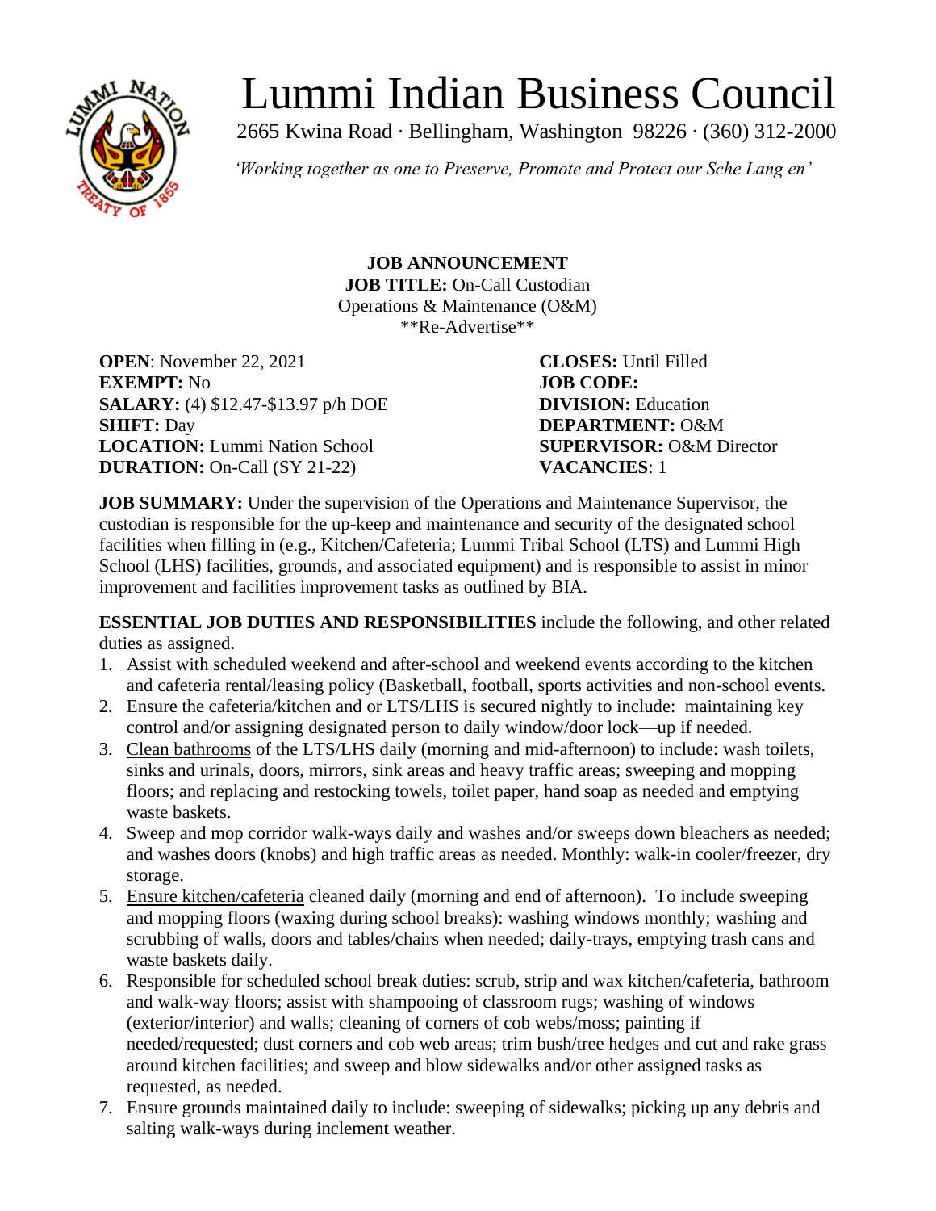# Lummi Indian Business Council

2665 Kwina Road · Bellingham, Washington 98226 · (360) 312-2000

*'Working together as one to Preserve, Promote and Protect our Sche Lang en'*

**JOB ANNOUNCEMENT**
**JOB TITLE:** On-Call Custodian
Operations & Maintenance (O&M)
**Re-Advertise**

**OPEN**: November 22, 2021
**EXEMPT:** No
**SALARY:** (4) $12.47-$13.97 p/h DOE
**SHIFT:** Day
**LOCATION:** Lummi Nation School
**DURATION:** On-Call (SY 21-22)

**CLOSES:** Until Filled
**JOB CODE:**
**DIVISION:** Education
**DEPARTMENT:** O&M
**SUPERVISOR:** O&M Director
**VACANCIES**: 1

**JOB SUMMARY:** Under the supervision of the Operations and Maintenance Supervisor, the custodian is responsible for the up-keep and maintenance and security of the designated school facilities when filling in (e.g., Kitchen/Cafeteria; Lummi Tribal School (LTS) and Lummi High School (LHS) facilities, grounds, and associated equipment) and is responsible to assist in minor improvement and facilities improvement tasks as outlined by BIA.

**ESSENTIAL JOB DUTIES AND RESPONSIBILITIES** include the following, and other related duties as assigned.

1. Assist with scheduled weekend and after-school and weekend events according to the kitchen and cafeteria rental/leasing policy (Basketball, football, sports activities and non-school events.
2. Ensure the cafeteria/kitchen and or LTS/LHS is secured nightly to include: maintaining key control and/or assigning designated person to daily window/door lock—up if needed.
3. Clean bathrooms of the LTS/LHS daily (morning and mid-afternoon) to include: wash toilets, sinks and urinals, doors, mirrors, sink areas and heavy traffic areas; sweeping and mopping floors; and replacing and restocking towels, toilet paper, hand soap as needed and emptying waste baskets.
4. Sweep and mop corridor walk-ways daily and washes and/or sweeps down bleachers as needed; and washes doors (knobs) and high traffic areas as needed. Monthly: walk-in cooler/freezer, dry storage.
5. Ensure kitchen/cafeteria cleaned daily (morning and end of afternoon). To include sweeping and mopping floors (waxing during school breaks): washing windows monthly; washing and scrubbing of walls, doors and tables/chairs when needed; daily-trays, emptying trash cans and waste baskets daily.
6. Responsible for scheduled school break duties: scrub, strip and wax kitchen/cafeteria, bathroom and walk-way floors; assist with shampooing of classroom rugs; washing of windows (exterior/interior) and walls; cleaning of corners of cob webs/moss; painting if needed/requested; dust corners and cob web areas; trim bush/tree hedges and cut and rake grass around kitchen facilities; and sweep and blow sidewalks and/or other assigned tasks as requested, as needed.
7. Ensure grounds maintained daily to include: sweeping of sidewalks; picking up any debris and salting walk-ways during inclement weather.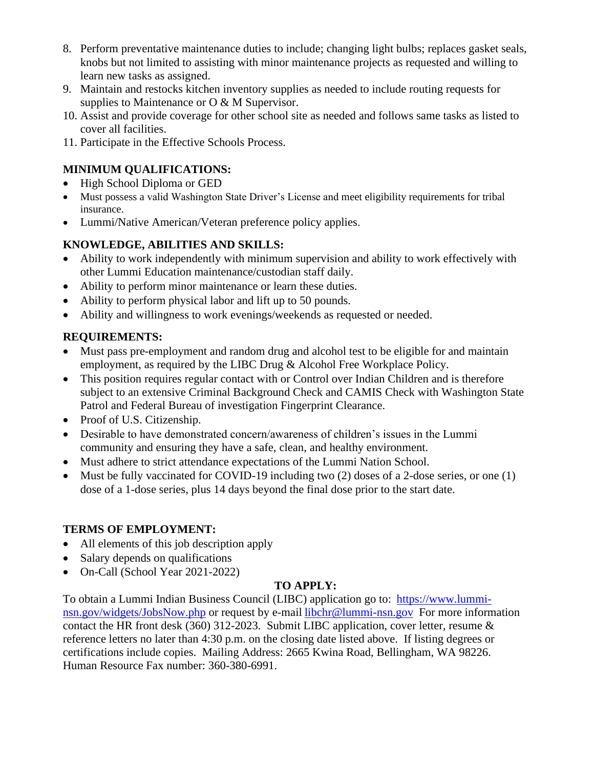8. Perform preventative maintenance duties to include; changing light bulbs; replaces gasket seals, knobs but not limited to assisting with minor maintenance projects as requested and willing to learn new tasks as assigned.
9. Maintain and restocks kitchen inventory supplies as needed to include routing requests for supplies to Maintenance or O & M Supervisor.
10. Assist and provide coverage for other school site as needed and follows same tasks as listed to cover all facilities.
11. Participate in the Effective Schools Process.

**MINIMUM QUALIFICATIONS:**

- High School Diploma or GED
- Must possess a valid Washington State Driver's License and meet eligibility requirements for tribal insurance.
- Lummi/Native American/Veteran preference policy applies.

**KNOWLEDGE, ABILITIES AND SKILLS:**

- Ability to work independently with minimum supervision and ability to work effectively with other Lummi Education maintenance/custodian staff daily.
- Ability to perform minor maintenance or learn these duties.
- Ability to perform physical labor and lift up to 50 pounds.
- Ability and willingness to work evenings/weekends as requested or needed.

**REQUIREMENTS:**

- Must pass pre-employment and random drug and alcohol test to be eligible for and maintain employment, as required by the LIBC Drug & Alcohol Free Workplace Policy.
- This position requires regular contact with or Control over Indian Children and is therefore subject to an extensive Criminal Background Check and CAMIS Check with Washington State Patrol and Federal Bureau of investigation Fingerprint Clearance.
- Proof of U.S. Citizenship.
- Desirable to have demonstrated concern/awareness of children's issues in the Lummi community and ensuring they have a safe, clean, and healthy environment.
- Must adhere to strict attendance expectations of the Lummi Nation School.
- Must be fully vaccinated for COVID-19 including two (2) doses of a 2-dose series, or one (1) dose of a 1-dose series, plus 14 days beyond the final dose prior to the start date.

**TERMS OF EMPLOYMENT:**

- All elements of this job description apply
- Salary depends on qualifications
- On-Call (School Year 2021-2022)

**TO APPLY:**

To obtain a Lummi Indian Business Council (LIBC) application go to: https://www.lummi-nsn.gov/widgets/JobsNow.php or request by e-mail libchr@lummi-nsn.gov For more information contact the HR front desk (360) 312-2023. Submit LIBC application, cover letter, resume & reference letters no later than 4:30 p.m. on the closing date listed above. If listing degrees or certifications include copies. Mailing Address: 2665 Kwina Road, Bellingham, WA 98226. Human Resource Fax number: 360-380-6991.